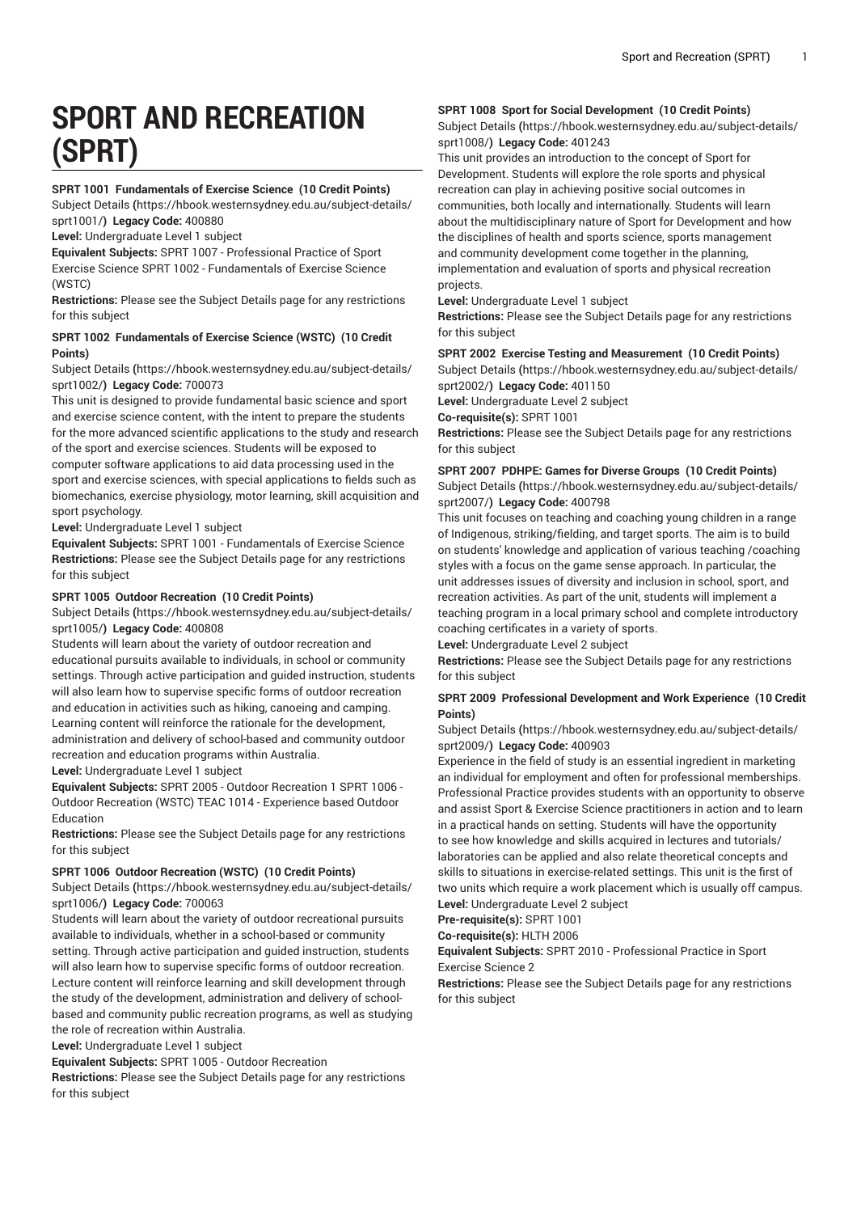# SPORT AND RECREATION (SPRT)

**SPRT 1001 Fundamentals of Exercise Science (10 Credit Points)**
Subject Details (https://hbook.westernsydney.edu.au/subject-details/sprt1001/) **Legacy Code:** 400880
**Level:** Undergraduate Level 1 subject
**Equivalent Subjects:** SPRT 1007 - Professional Practice of Sport Exercise Science SPRT 1002 - Fundamentals of Exercise Science (WSTC)
**Restrictions:** Please see the Subject Details page for any restrictions for this subject

**SPRT 1002 Fundamentals of Exercise Science (WSTC) (10 Credit Points)**
Subject Details (https://hbook.westernsydney.edu.au/subject-details/sprt1002/) **Legacy Code:** 700073
This unit is designed to provide fundamental basic science and sport and exercise science content, with the intent to prepare the students for the more advanced scientific applications to the study and research of the sport and exercise sciences. Students will be exposed to computer software applications to aid data processing used in the sport and exercise sciences, with special applications to fields such as biomechanics, exercise physiology, motor learning, skill acquisition and sport psychology.
**Level:** Undergraduate Level 1 subject
**Equivalent Subjects:** SPRT 1001 - Fundamentals of Exercise Science
**Restrictions:** Please see the Subject Details page for any restrictions for this subject

**SPRT 1005 Outdoor Recreation (10 Credit Points)**
Subject Details (https://hbook.westernsydney.edu.au/subject-details/sprt1005/) **Legacy Code:** 400808
Students will learn about the variety of outdoor recreation and educational pursuits available to individuals, in school or community settings. Through active participation and guided instruction, students will also learn how to supervise specific forms of outdoor recreation and education in activities such as hiking, canoeing and camping. Learning content will reinforce the rationale for the development, administration and delivery of school-based and community outdoor recreation and education programs within Australia.
**Level:** Undergraduate Level 1 subject
**Equivalent Subjects:** SPRT 2005 - Outdoor Recreation 1 SPRT 1006 - Outdoor Recreation (WSTC) TEAC 1014 - Experience based Outdoor Education
**Restrictions:** Please see the Subject Details page for any restrictions for this subject

**SPRT 1006 Outdoor Recreation (WSTC) (10 Credit Points)**
Subject Details (https://hbook.westernsydney.edu.au/subject-details/sprt1006/) **Legacy Code:** 700063
Students will learn about the variety of outdoor recreational pursuits available to individuals, whether in a school-based or community setting. Through active participation and guided instruction, students will also learn how to supervise specific forms of outdoor recreation. Lecture content will reinforce learning and skill development through the study of the development, administration and delivery of school-based and community public recreation programs, as well as studying the role of recreation within Australia.
**Level:** Undergraduate Level 1 subject
**Equivalent Subjects:** SPRT 1005 - Outdoor Recreation
**Restrictions:** Please see the Subject Details page for any restrictions for this subject

**SPRT 1008 Sport for Social Development (10 Credit Points)**
Subject Details (https://hbook.westernsydney.edu.au/subject-details/sprt1008/) **Legacy Code:** 401243
This unit provides an introduction to the concept of Sport for Development. Students will explore the role sports and physical recreation can play in achieving positive social outcomes in communities, both locally and internationally. Students will learn about the multidisciplinary nature of Sport for Development and how the disciplines of health and sports science, sports management and community development come together in the planning, implementation and evaluation of sports and physical recreation projects.
**Level:** Undergraduate Level 1 subject
**Restrictions:** Please see the Subject Details page for any restrictions for this subject

**SPRT 2002 Exercise Testing and Measurement (10 Credit Points)**
Subject Details (https://hbook.westernsydney.edu.au/subject-details/sprt2002/) **Legacy Code:** 401150
**Level:** Undergraduate Level 2 subject
**Co-requisite(s):** SPRT 1001
**Restrictions:** Please see the Subject Details page for any restrictions for this subject

**SPRT 2007 PDHPE: Games for Diverse Groups (10 Credit Points)**
Subject Details (https://hbook.westernsydney.edu.au/subject-details/sprt2007/) **Legacy Code:** 400798
This unit focuses on teaching and coaching young children in a range of Indigenous, striking/fielding, and target sports. The aim is to build on students' knowledge and application of various teaching /coaching styles with a focus on the game sense approach. In particular, the unit addresses issues of diversity and inclusion in school, sport, and recreation activities. As part of the unit, students will implement a teaching program in a local primary school and complete introductory coaching certificates in a variety of sports.
**Level:** Undergraduate Level 2 subject
**Restrictions:** Please see the Subject Details page for any restrictions for this subject

**SPRT 2009 Professional Development and Work Experience (10 Credit Points)**
Subject Details (https://hbook.westernsydney.edu.au/subject-details/sprt2009/) **Legacy Code:** 400903
Experience in the field of study is an essential ingredient in marketing an individual for employment and often for professional memberships. Professional Practice provides students with an opportunity to observe and assist Sport & Exercise Science practitioners in action and to learn in a practical hands on setting. Students will have the opportunity to see how knowledge and skills acquired in lectures and tutorials/laboratories can be applied and also relate theoretical concepts and skills to situations in exercise-related settings. This unit is the first of two units which require a work placement which is usually off campus.
**Level:** Undergraduate Level 2 subject
**Pre-requisite(s):** SPRT 1001
**Co-requisite(s):** HLTH 2006
**Equivalent Subjects:** SPRT 2010 - Professional Practice in Sport Exercise Science 2
**Restrictions:** Please see the Subject Details page for any restrictions for this subject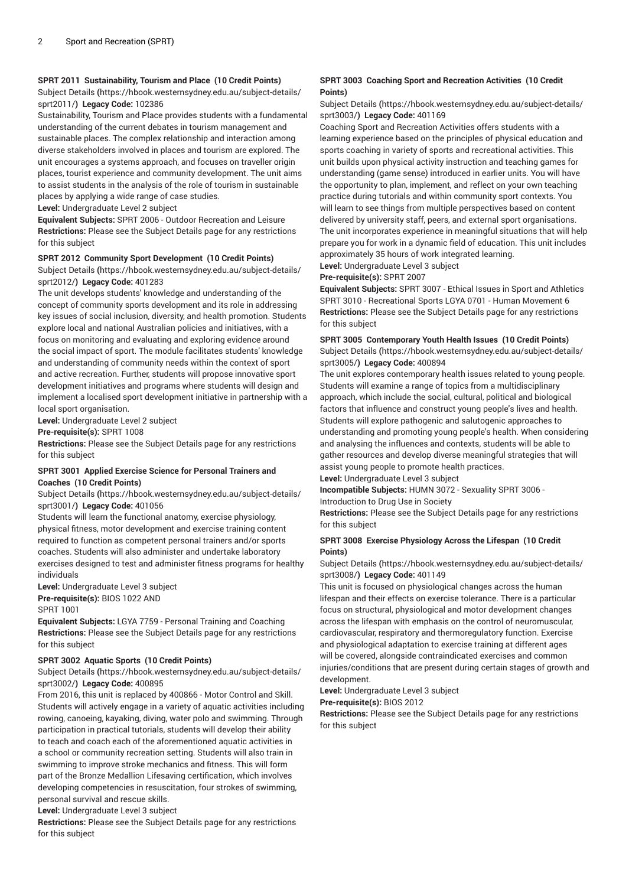### SPRT 2011 Sustainability, Tourism and Place (10 Credit Points)

Subject Details (https://hbook.westernsydney.edu.au/subject-details/sprt2011/) **Legacy Code:** 102386

Sustainability, Tourism and Place provides students with a fundamental understanding of the current debates in tourism management and sustainable places. The complex relationship and interaction among diverse stakeholders involved in places and tourism are explored. The unit encourages a systems approach, and focuses on traveller origin places, tourist experience and community development. The unit aims to assist students in the analysis of the role of tourism in sustainable places by applying a wide range of case studies.

**Level:** Undergraduate Level 2 subject

**Equivalent Subjects:** SPRT 2006 - Outdoor Recreation and Leisure

**Restrictions:** Please see the Subject Details page for any restrictions for this subject

### SPRT 2012 Community Sport Development (10 Credit Points)

Subject Details (https://hbook.westernsydney.edu.au/subject-details/sprt2012/) **Legacy Code:** 401283

The unit develops students' knowledge and understanding of the concept of community sports development and its role in addressing key issues of social inclusion, diversity, and health promotion. Students explore local and national Australian policies and initiatives, with a focus on monitoring and evaluating and exploring evidence around the social impact of sport. The module facilitates students' knowledge and understanding of community needs within the context of sport and active recreation. Further, students will propose innovative sport development initiatives and programs where students will design and implement a localised sport development initiative in partnership with a local sport organisation.

**Level:** Undergraduate Level 2 subject

**Pre-requisite(s):** SPRT 1008

**Restrictions:** Please see the Subject Details page for any restrictions for this subject

### SPRT 3001 Applied Exercise Science for Personal Trainers and Coaches (10 Credit Points)

Subject Details (https://hbook.westernsydney.edu.au/subject-details/sprt3001/) **Legacy Code:** 401056

Students will learn the functional anatomy, exercise physiology, physical fitness, motor development and exercise training content required to function as competent personal trainers and/or sports coaches. Students will also administer and undertake laboratory exercises designed to test and administer fitness programs for healthy individuals

**Level:** Undergraduate Level 3 subject

**Pre-requisite(s):** BIOS 1022 AND
SPRT 1001

**Equivalent Subjects:** LGYA 7759 - Personal Training and Coaching

**Restrictions:** Please see the Subject Details page for any restrictions for this subject

### SPRT 3002 Aquatic Sports (10 Credit Points)

Subject Details (https://hbook.westernsydney.edu.au/subject-details/sprt3002/) **Legacy Code:** 400895

From 2016, this unit is replaced by 400866 - Motor Control and Skill. Students will actively engage in a variety of aquatic activities including rowing, canoeing, kayaking, diving, water polo and swimming. Through participation in practical tutorials, students will develop their ability to teach and coach each of the aforementioned aquatic activities in a school or community recreation setting. Students will also train in swimming to improve stroke mechanics and fitness. This will form part of the Bronze Medallion Lifesaving certification, which involves developing competencies in resuscitation, four strokes of swimming, personal survival and rescue skills.

**Level:** Undergraduate Level 3 subject

**Restrictions:** Please see the Subject Details page for any restrictions for this subject

### SPRT 3003 Coaching Sport and Recreation Activities (10 Credit Points)

Subject Details (https://hbook.westernsydney.edu.au/subject-details/sprt3003/) **Legacy Code:** 401169

Coaching Sport and Recreation Activities offers students with a learning experience based on the principles of physical education and sports coaching in variety of sports and recreational activities. This unit builds upon physical activity instruction and teaching games for understanding (game sense) introduced in earlier units. You will have the opportunity to plan, implement, and reflect on your own teaching practice during tutorials and within community sport contexts. You will learn to see things from multiple perspectives based on content delivered by university staff, peers, and external sport organisations. The unit incorporates experience in meaningful situations that will help prepare you for work in a dynamic field of education. This unit includes approximately 35 hours of work integrated learning.

**Level:** Undergraduate Level 3 subject

**Pre-requisite(s):** SPRT 2007

**Equivalent Subjects:** SPRT 3007 - Ethical Issues in Sport and Athletics SPRT 3010 - Recreational Sports LGYA 0701 - Human Movement 6

**Restrictions:** Please see the Subject Details page for any restrictions for this subject

### SPRT 3005 Contemporary Youth Health Issues (10 Credit Points)

Subject Details (https://hbook.westernsydney.edu.au/subject-details/sprt3005/) **Legacy Code:** 400894

The unit explores contemporary health issues related to young people. Students will examine a range of topics from a multidisciplinary approach, which include the social, cultural, political and biological factors that influence and construct young people's lives and health. Students will explore pathogenic and salutogenic approaches to understanding and promoting young people's health. When considering and analysing the influences and contexts, students will be able to gather resources and develop diverse meaningful strategies that will assist young people to promote health practices.

**Level:** Undergraduate Level 3 subject

**Incompatible Subjects:** HUMN 3072 - Sexuality SPRT 3006 - Introduction to Drug Use in Society

**Restrictions:** Please see the Subject Details page for any restrictions for this subject

### SPRT 3008 Exercise Physiology Across the Lifespan (10 Credit Points)

Subject Details (https://hbook.westernsydney.edu.au/subject-details/sprt3008/) **Legacy Code:** 401149

This unit is focused on physiological changes across the human lifespan and their effects on exercise tolerance. There is a particular focus on structural, physiological and motor development changes across the lifespan with emphasis on the control of neuromuscular, cardiovascular, respiratory and thermoregulatory function. Exercise and physiological adaptation to exercise training at different ages will be covered, alongside contraindicated exercises and common injuries/conditions that are present during certain stages of growth and development.

**Level:** Undergraduate Level 3 subject

**Pre-requisite(s):** BIOS 2012

**Restrictions:** Please see the Subject Details page for any restrictions for this subject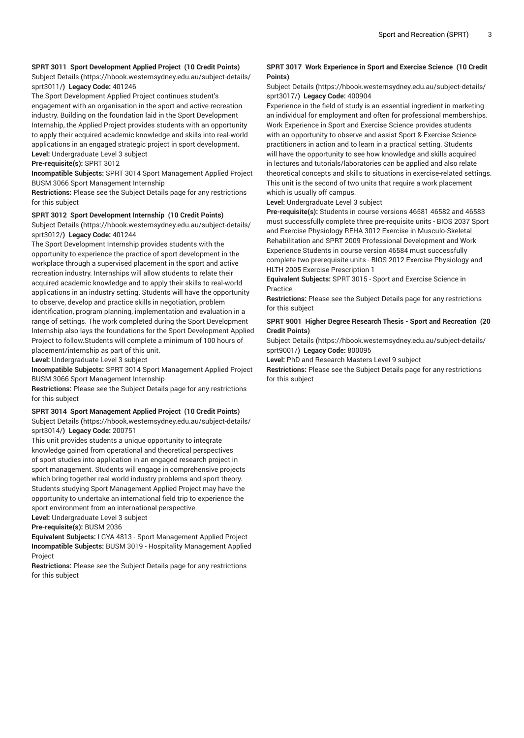#### SPRT 3011 Sport Development Applied Project (10 Credit Points)

Subject Details (https://hbook.westernsydney.edu.au/subject-details/sprt3011/) **Legacy Code:** 401246

The Sport Development Applied Project continues student's engagement with an organisation in the sport and active recreation industry. Building on the foundation laid in the Sport Development Internship, the Applied Project provides students with an opportunity to apply their acquired academic knowledge and skills into real-world applications in an engaged strategic project in sport development.

**Level:** Undergraduate Level 3 subject

**Pre-requisite(s):** SPRT 3012

**Incompatible Subjects:** SPRT 3014 Sport Management Applied Project BUSM 3066 Sport Management Internship

**Restrictions:** Please see the Subject Details page for any restrictions for this subject

#### SPRT 3012 Sport Development Internship (10 Credit Points)

Subject Details (https://hbook.westernsydney.edu.au/subject-details/sprt3012/) **Legacy Code:** 401244

The Sport Development Internship provides students with the opportunity to experience the practice of sport development in the workplace through a supervised placement in the sport and active recreation industry. Internships will allow students to relate their acquired academic knowledge and to apply their skills to real-world applications in an industry setting. Students will have the opportunity to observe, develop and practice skills in negotiation, problem identification, program planning, implementation and evaluation in a range of settings. The work completed during the Sport Development Internship also lays the foundations for the Sport Development Applied Project to follow.Students will complete a minimum of 100 hours of placement/internship as part of this unit.

**Level:** Undergraduate Level 3 subject

**Incompatible Subjects:** SPRT 3014 Sport Management Applied Project BUSM 3066 Sport Management Internship

**Restrictions:** Please see the Subject Details page for any restrictions for this subject

#### SPRT 3014 Sport Management Applied Project (10 Credit Points)

Subject Details (https://hbook.westernsydney.edu.au/subject-details/sprt3014/) **Legacy Code:** 200751

This unit provides students a unique opportunity to integrate knowledge gained from operational and theoretical perspectives of sport studies into application in an engaged research project in sport management. Students will engage in comprehensive projects which bring together real world industry problems and sport theory. Students studying Sport Management Applied Project may have the opportunity to undertake an international field trip to experience the sport environment from an international perspective.

**Level:** Undergraduate Level 3 subject

**Pre-requisite(s):** BUSM 2036

**Equivalent Subjects:** LGYA 4813 - Sport Management Applied Project

**Incompatible Subjects:** BUSM 3019 - Hospitality Management Applied Project

**Restrictions:** Please see the Subject Details page for any restrictions for this subject

#### SPRT 3017 Work Experience in Sport and Exercise Science (10 Credit Points)

Subject Details (https://hbook.westernsydney.edu.au/subject-details/sprt3017/) **Legacy Code:** 400904

Experience in the field of study is an essential ingredient in marketing an individual for employment and often for professional memberships. Work Experience in Sport and Exercise Science provides students with an opportunity to observe and assist Sport & Exercise Science practitioners in action and to learn in a practical setting. Students will have the opportunity to see how knowledge and skills acquired in lectures and tutorials/laboratories can be applied and also relate theoretical concepts and skills to situations in exercise-related settings. This unit is the second of two units that require a work placement which is usually off campus.

**Level:** Undergraduate Level 3 subject

**Pre-requisite(s):** Students in course versions 46581 46582 and 46583 must successfully complete three pre-requisite units - BIOS 2037 Sport and Exercise Physiology REHA 3012 Exercise in Musculo-Skeletal Rehabilitation and SPRT 2009 Professional Development and Work Experience Students in course version 46584 must successfully complete two prerequisite units - BIOS 2012 Exercise Physiology and HLTH 2005 Exercise Prescription 1

**Equivalent Subjects:** SPRT 3015 - Sport and Exercise Science in Practice

**Restrictions:** Please see the Subject Details page for any restrictions for this subject

#### SPRT 9001 Higher Degree Research Thesis - Sport and Recreation (20 Credit Points)

Subject Details (https://hbook.westernsydney.edu.au/subject-details/sprt9001/) **Legacy Code:** 800095

**Level:** PhD and Research Masters Level 9 subject

**Restrictions:** Please see the Subject Details page for any restrictions for this subject